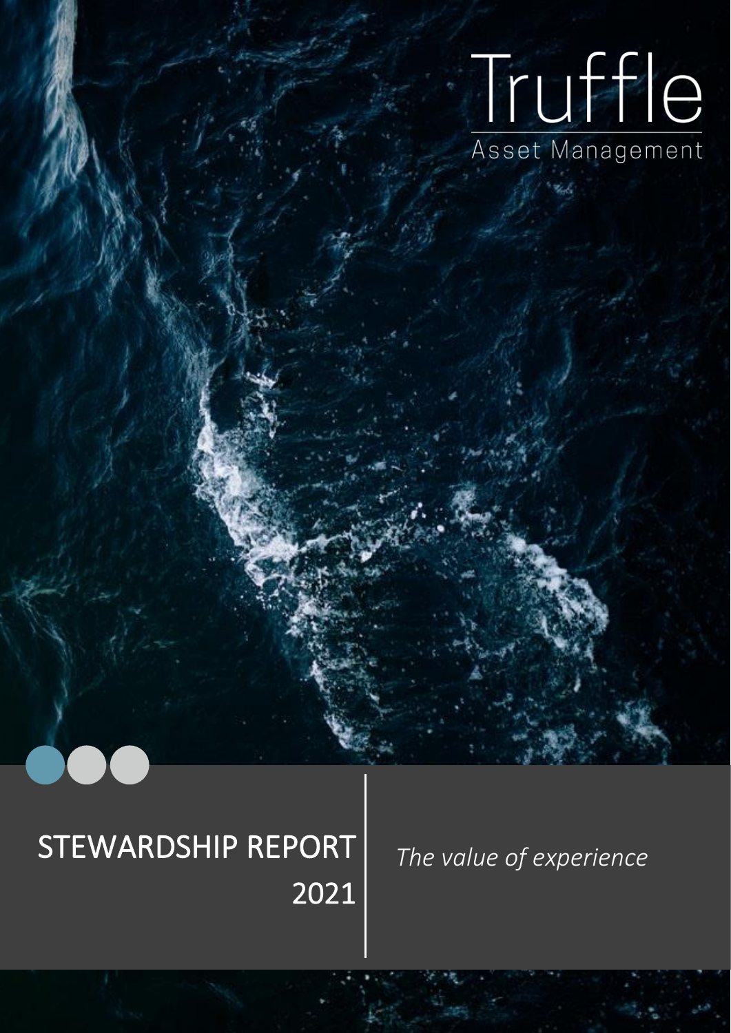Truffle

Asset Management

# STEWARDSHIP REPORT 2021

*The value of experience*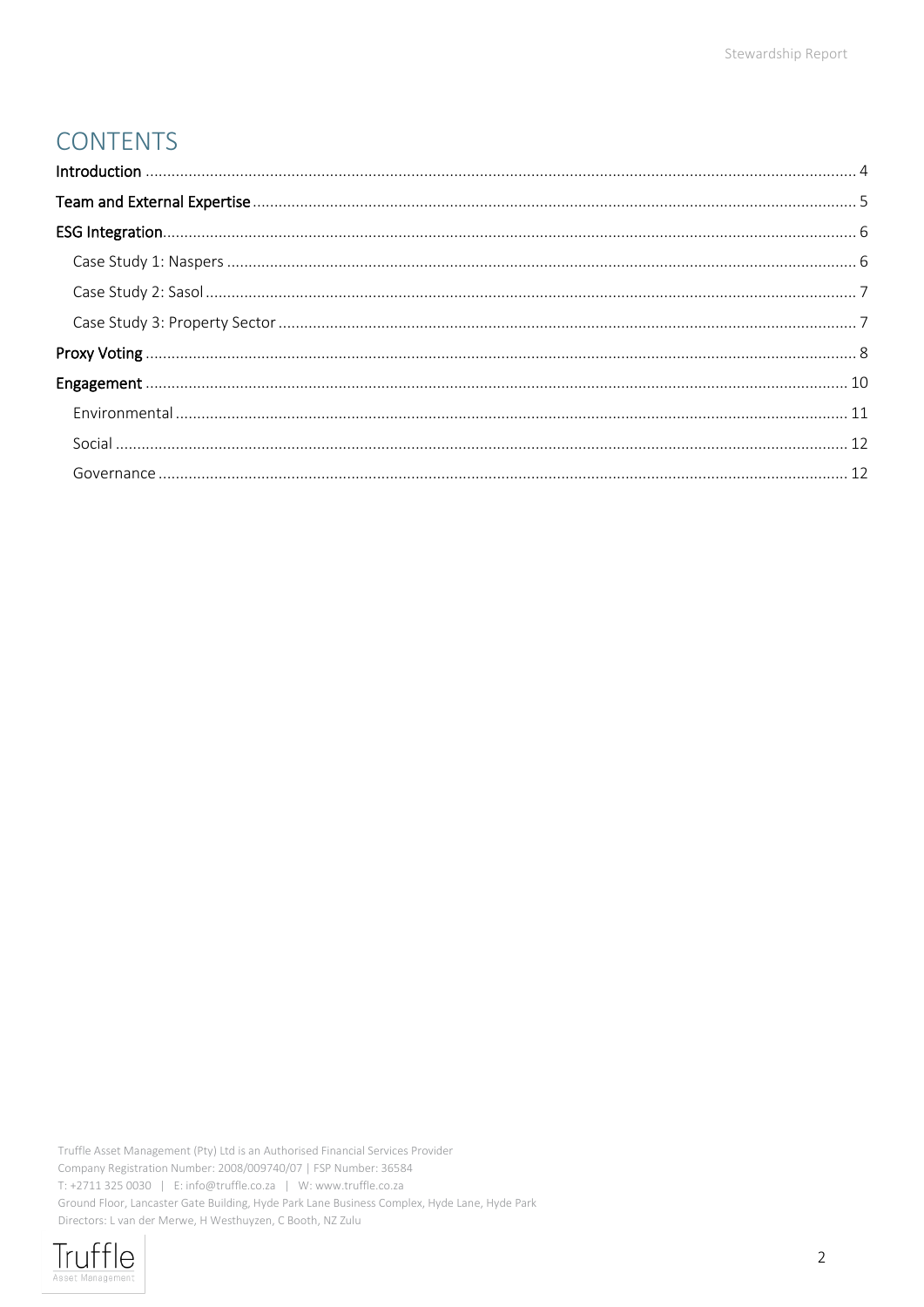# CONTENTS

Introduction ........................................................................................................................................................ 4

Team and External Expertise ................................................................................................................................ 5

ESG Integration ..................................................................................................................................................... 6

- Case Study 1: Naspers ...................................................................................................................................... 6
- Case Study 2: Sasol ........................................................................................................................................... 7
- Case Study 3: Property Sector ........................................................................................................................... 7

Proxy Voting .......................................................................................................................................................... 8

Engagement ......................................................................................................................................................... 10

- Environmental ................................................................................................................................................. 11
- Social ............................................................................................................................................................... 12
- Governance ..................................................................................................................................................... 12

Truffle Asset Management (Pty) Ltd is an Authorised Financial Services Provider
Company Registration Number: 2008/009740/07 | FSP Number: 36584
T: +2711 325 0030 | E: info@truffle.co.za | W: www.truffle.co.za
Ground Floor, Lancaster Gate Building, Hyde Park Lane Business Complex, Hyde Lane, Hyde Park
Directors: L van der Merwe, H Westhuyzen, C Booth, NZ Zulu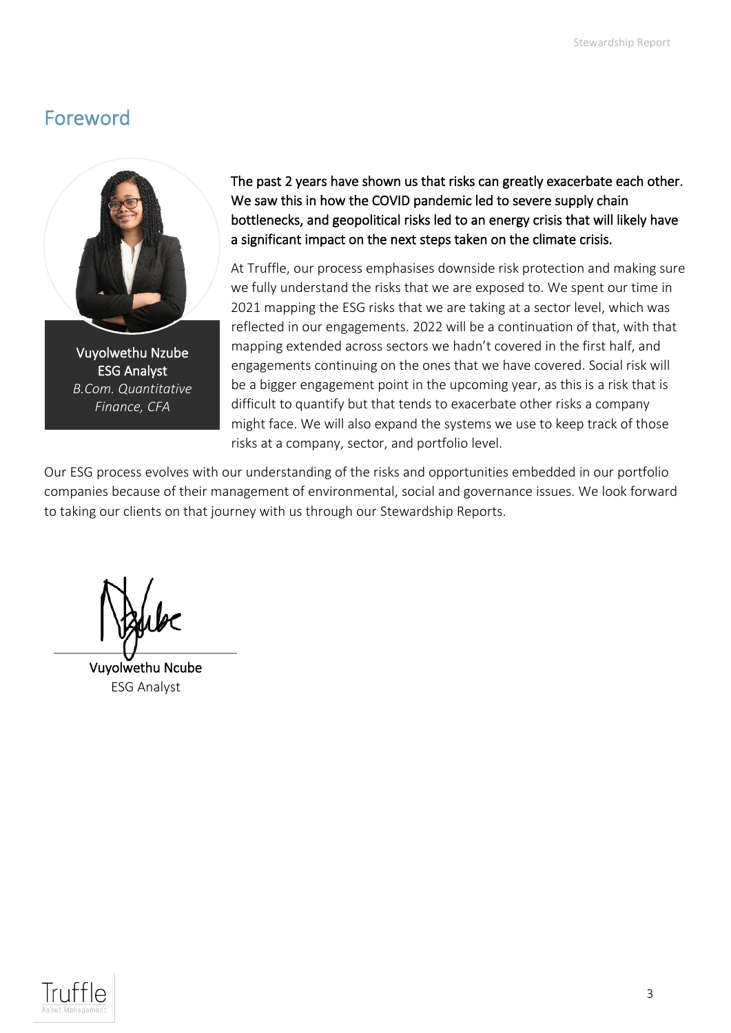## Foreword

Vuyolwethu Nzube
ESG Analyst
*B.Com. Quantitative Finance, CFA*

The past 2 years have shown us that risks can greatly exacerbate each other. We saw this in how the COVID pandemic led to severe supply chain bottlenecks, and geopolitical risks led to an energy crisis that will likely have a significant impact on the next steps taken on the climate crisis.

At Truffle, our process emphasises downside risk protection and making sure we fully understand the risks that we are exposed to. We spent our time in 2021 mapping the ESG risks that we are taking at a sector level, which was reflected in our engagements. 2022 will be a continuation of that, with that mapping extended across sectors we hadn't covered in the first half, and engagements continuing on the ones that we have covered. Social risk will be a bigger engagement point in the upcoming year, as this is a risk that is difficult to quantify but that tends to exacerbate other risks a company might face. We will also expand the systems we use to keep track of those risks at a company, sector, and portfolio level.

Our ESG process evolves with our understanding of the risks and opportunities embedded in our portfolio companies because of their management of environmental, social and governance issues. We look forward to taking our clients on that journey with us through our Stewardship Reports.

Vuyolwethu Ncube
ESG Analyst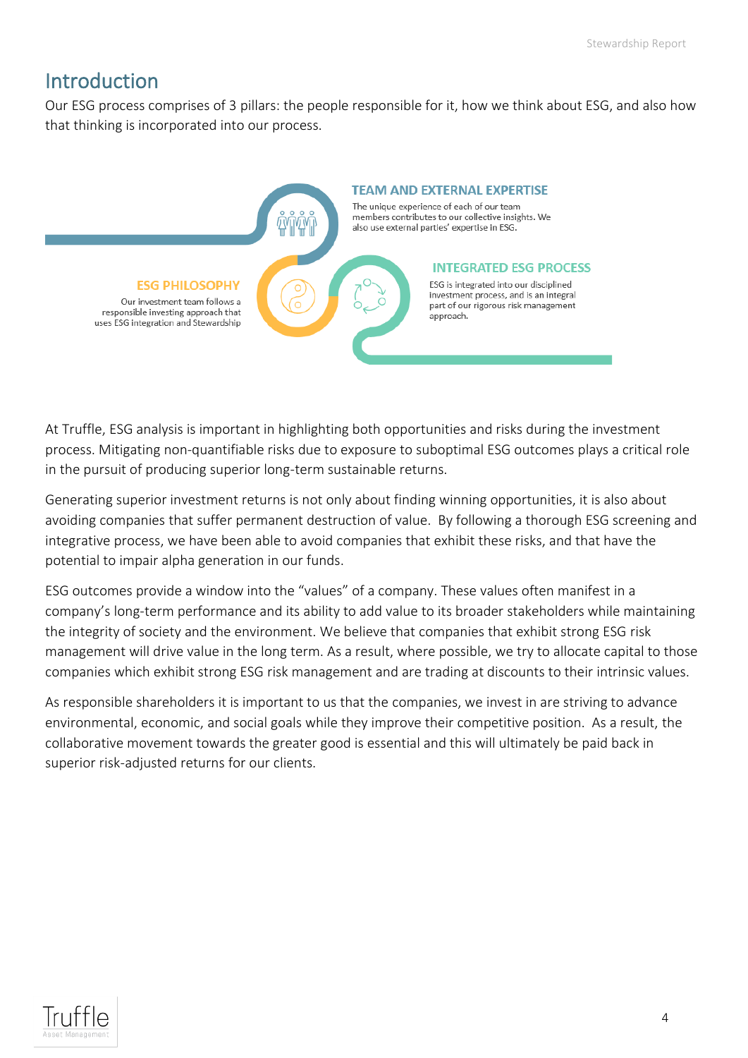## Introduction

Our ESG process comprises of 3 pillars: the people responsible for it, how we think about ESG, and also how that thinking is incorporated into our process.

**TEAM AND EXTERNAL EXPERTISE**

The unique experience of each of our team members contributes to our collective insights. We also use external parties' expertise in ESG.

**ESG PHILOSOPHY**

Our investment team follows a responsible investing approach that uses ESG integration and Stewardship

**INTEGRATED ESG PROCESS**

ESG is integrated into our disciplined investment process, and is an integral part of our rigorous risk management approach.

At Truffle, ESG analysis is important in highlighting both opportunities and risks during the investment process. Mitigating non-quantifiable risks due to exposure to suboptimal ESG outcomes plays a critical role in the pursuit of producing superior long-term sustainable returns.

Generating superior investment returns is not only about finding winning opportunities, it is also about avoiding companies that suffer permanent destruction of value. By following a thorough ESG screening and integrative process, we have been able to avoid companies that exhibit these risks, and that have the potential to impair alpha generation in our funds.

ESG outcomes provide a window into the "values" of a company. These values often manifest in a company's long-term performance and its ability to add value to its broader stakeholders while maintaining the integrity of society and the environment. We believe that companies that exhibit strong ESG risk management will drive value in the long term. As a result, where possible, we try to allocate capital to those companies which exhibit strong ESG risk management and are trading at discounts to their intrinsic values.

As responsible shareholders it is important to us that the companies, we invest in are striving to advance environmental, economic, and social goals while they improve their competitive position. As a result, the collaborative movement towards the greater good is essential and this will ultimately be paid back in superior risk-adjusted returns for our clients.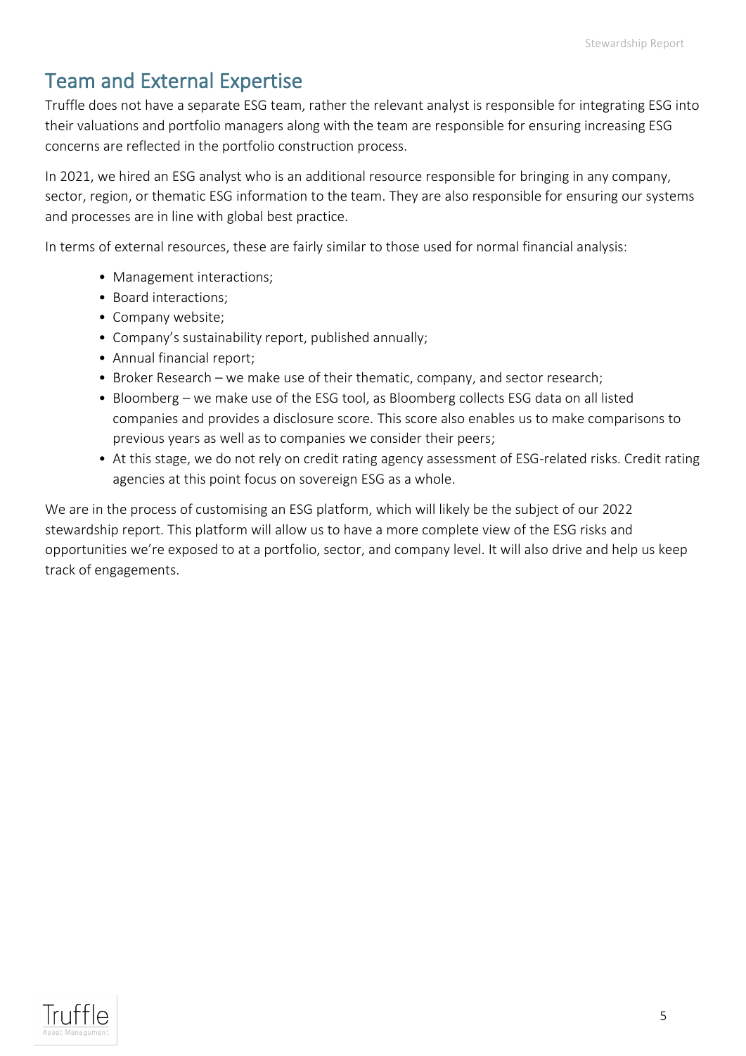## Team and External Expertise

Truffle does not have a separate ESG team, rather the relevant analyst is responsible for integrating ESG into their valuations and portfolio managers along with the team are responsible for ensuring increasing ESG concerns are reflected in the portfolio construction process.

In 2021, we hired an ESG analyst who is an additional resource responsible for bringing in any company, sector, region, or thematic ESG information to the team. They are also responsible for ensuring our systems and processes are in line with global best practice.

In terms of external resources, these are fairly similar to those used for normal financial analysis:

- Management interactions;
- Board interactions;
- Company website;
- Company's sustainability report, published annually;
- Annual financial report;
- Broker Research – we make use of their thematic, company, and sector research;
- Bloomberg – we make use of the ESG tool, as Bloomberg collects ESG data on all listed companies and provides a disclosure score. This score also enables us to make comparisons to previous years as well as to companies we consider their peers;
- At this stage, we do not rely on credit rating agency assessment of ESG-related risks. Credit rating agencies at this point focus on sovereign ESG as a whole.

We are in the process of customising an ESG platform, which will likely be the subject of our 2022 stewardship report. This platform will allow us to have a more complete view of the ESG risks and opportunities we're exposed to at a portfolio, sector, and company level. It will also drive and help us keep track of engagements.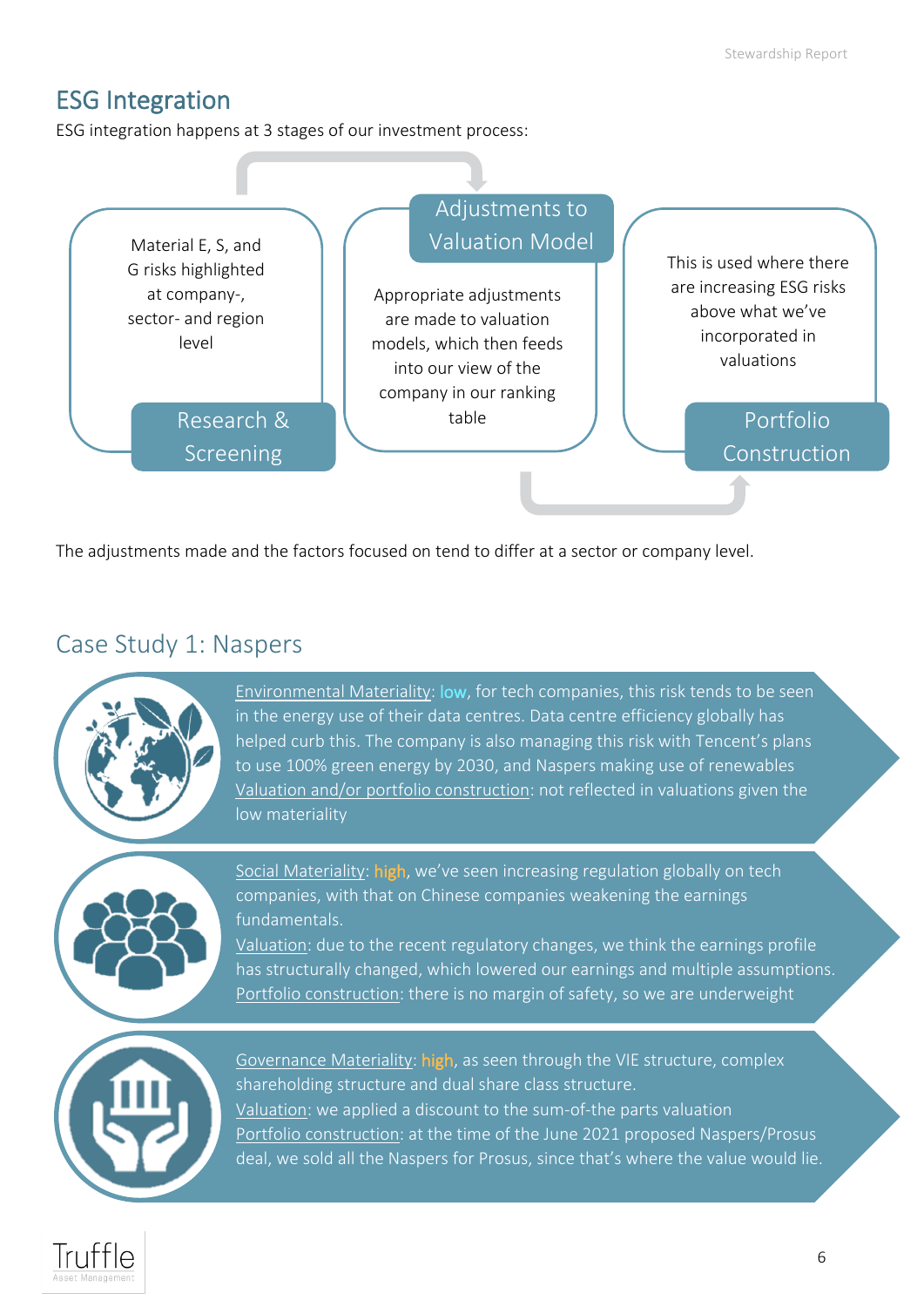## ESG Integration

ESG integration happens at 3 stages of our investment process:

**Research & Screening**
Material E, S, and G risks highlighted at company-, sector- and region level

**Adjustments to Valuation Model**
Appropriate adjustments are made to valuation models, which then feeds into our view of the company in our ranking table

**Portfolio Construction**
This is used where there are increasing ESG risks above what we've incorporated in valuations

The adjustments made and the factors focused on tend to differ at a sector or company level.

## Case Study 1: Naspers

Environmental Materiality: low, for tech companies, this risk tends to be seen in the energy use of their data centres. Data centre efficiency globally has helped curb this. The company is also managing this risk with Tencent's plans to use 100% green energy by 2030, and Naspers making use of renewables
Valuation and/or portfolio construction: not reflected in valuations given the low materiality

Social Materiality: high, we've seen increasing regulation globally on tech companies, with that on Chinese companies weakening the earnings fundamentals.
Valuation: due to the recent regulatory changes, we think the earnings profile has structurally changed, which lowered our earnings and multiple assumptions.
Portfolio construction: there is no margin of safety, so we are underweight

Governance Materiality: high, as seen through the VIE structure, complex shareholding structure and dual share class structure.
Valuation: we applied a discount to the sum-of-the parts valuation
Portfolio construction: at the time of the June 2021 proposed Naspers/Prosus deal, we sold all the Naspers for Prosus, since that's where the value would lie.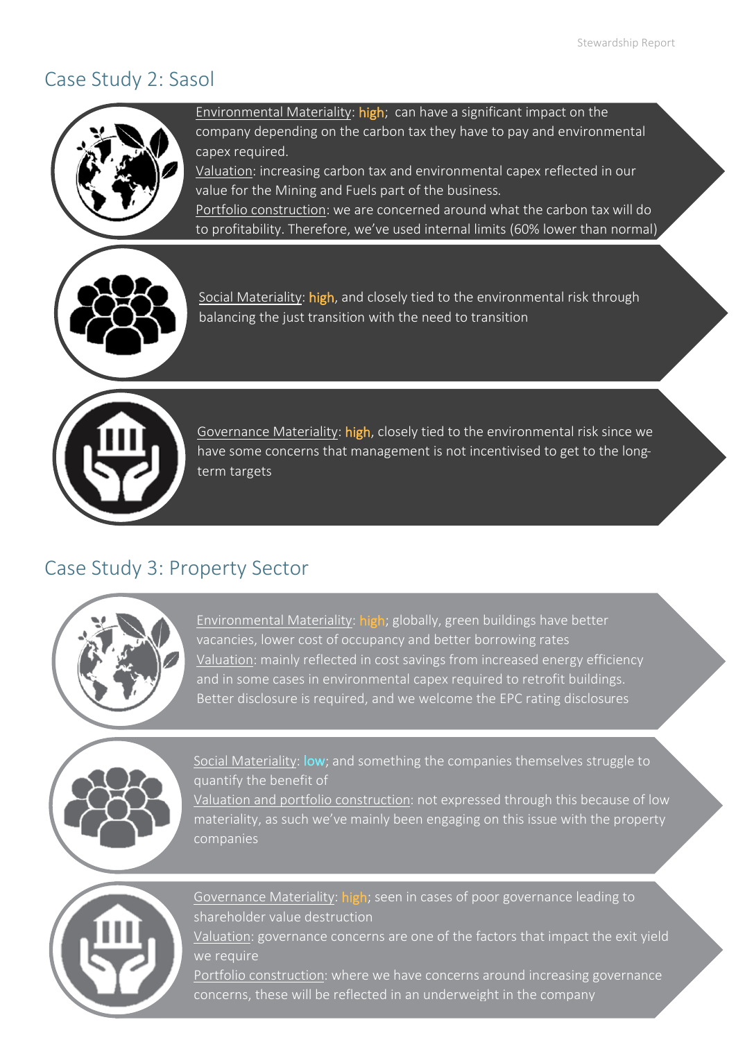## Case Study 2: Sasol

Environmental Materiality: **high**; can have a significant impact on the company depending on the carbon tax they have to pay and environmental capex required.
Valuation: increasing carbon tax and environmental capex reflected in our value for the Mining and Fuels part of the business.
Portfolio construction: we are concerned around what the carbon tax will do to profitability. Therefore, we've used internal limits (60% lower than normal)

Social Materiality: **high**, and closely tied to the environmental risk through balancing the just transition with the need to transition

Governance Materiality: **high**, closely tied to the environmental risk since we have some concerns that management is not incentivised to get to the long-term targets

## Case Study 3: Property Sector

Environmental Materiality: **high**; globally, green buildings have better vacancies, lower cost of occupancy and better borrowing rates
Valuation: mainly reflected in cost savings from increased energy efficiency and in some cases in environmental capex required to retrofit buildings. Better disclosure is required, and we welcome the EPC rating disclosures

Social Materiality: **low**; and something the companies themselves struggle to quantify the benefit of
Valuation and portfolio construction: not expressed through this because of low materiality, as such we've mainly been engaging on this issue with the property companies

Governance Materiality: **high**; seen in cases of poor governance leading to shareholder value destruction
Valuation: governance concerns are one of the factors that impact the exit yield we require
Portfolio construction: where we have concerns around increasing governance concerns, these will be reflected in an underweight in the company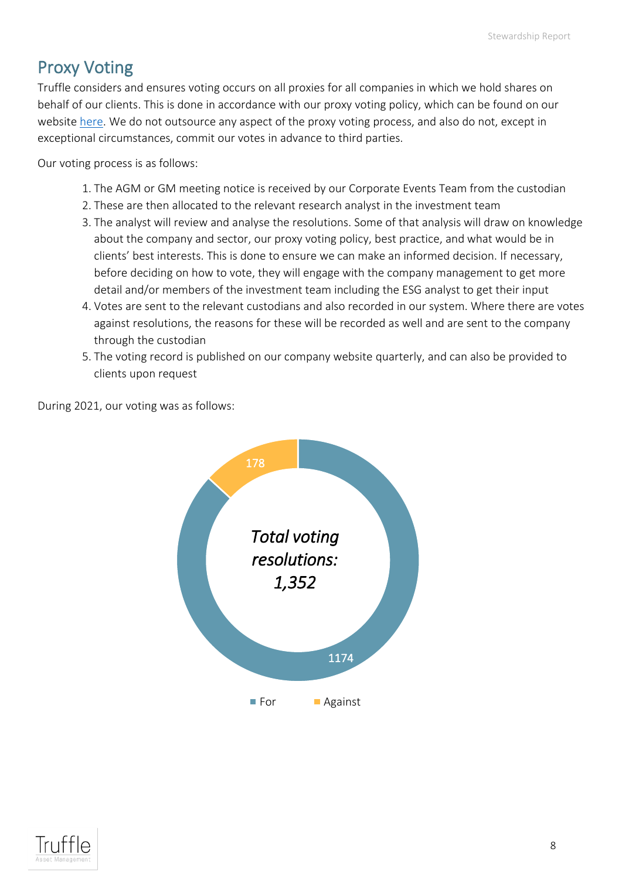# Proxy Voting

Truffle considers and ensures voting occurs on all proxies for all companies in which we hold shares on behalf of our clients. This is done in accordance with our proxy voting policy, which can be found on our website here. We do not outsource any aspect of the proxy voting process, and also do not, except in exceptional circumstances, commit our votes in advance to third parties.

Our voting process is as follows:

1. The AGM or GM meeting notice is received by our Corporate Events Team from the custodian
2. These are then allocated to the relevant research analyst in the investment team
3. The analyst will review and analyse the resolutions. Some of that analysis will draw on knowledge about the company and sector, our proxy voting policy, best practice, and what would be in clients' best interests. This is done to ensure we can make an informed decision. If necessary, before deciding on how to vote, they will engage with the company management to get more detail and/or members of the investment team including the ESG analyst to get their input
4. Votes are sent to the relevant custodians and also recorded in our system. Where there are votes against resolutions, the reasons for these will be recorded as well and are sent to the company through the custodian
5. The voting record is published on our company website quarterly, and can also be provided to clients upon request

During 2021, our voting was as follows:

*Total voting resolutions: 1,352*

| Vote | Resolutions |
|---|---|
| For | 1174 |
| Against | 178 |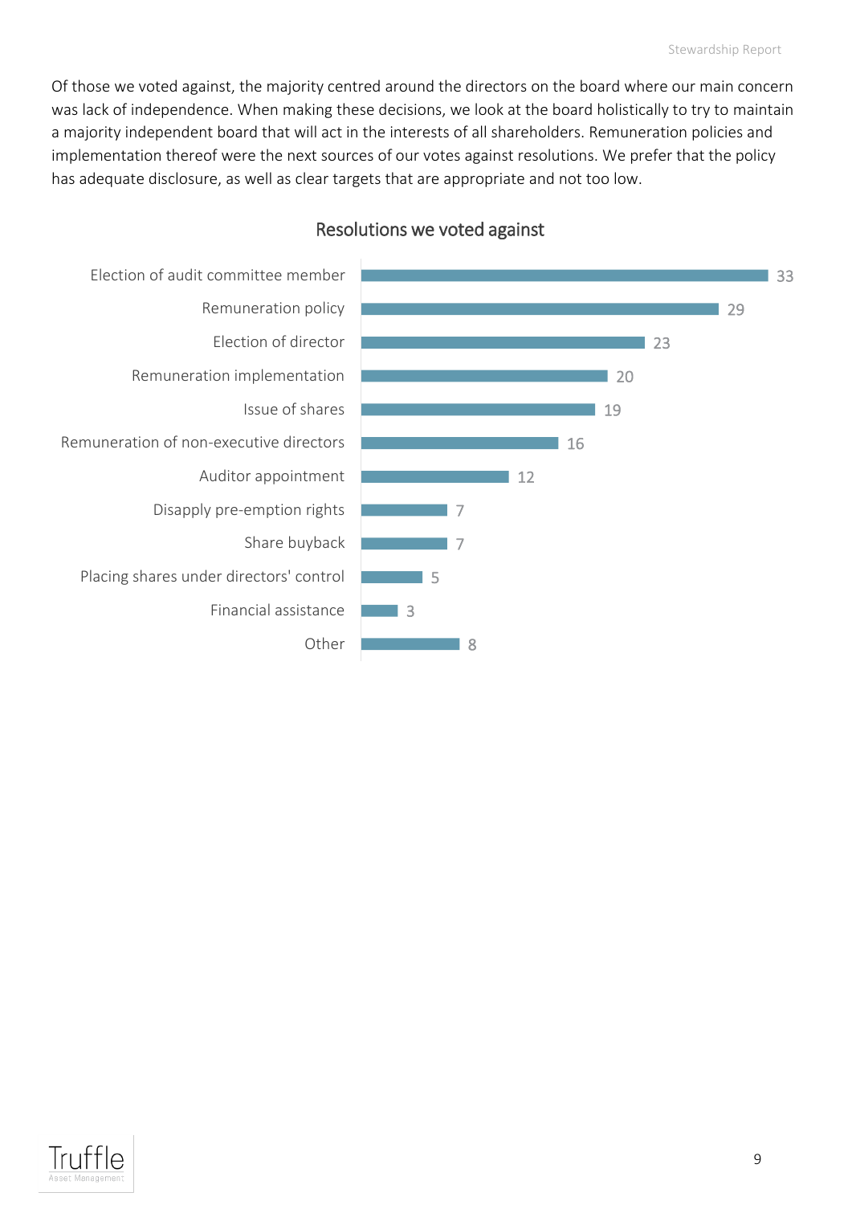Of those we voted against, the majority centred around the directors on the board where our main concern was lack of independence. When making these decisions, we look at the board holistically to try to maintain a majority independent board that will act in the interests of all shareholders. Remuneration policies and implementation thereof were the next sources of our votes against resolutions. We prefer that the policy has adequate disclosure, as well as clear targets that are appropriate and not too low.

### Resolutions we voted against

| Resolution | Number |
|---|---|
| Election of audit committee member | 33 |
| Remuneration policy | 29 |
| Election of director | 23 |
| Remuneration implementation | 20 |
| Issue of shares | 19 |
| Remuneration of non-executive directors | 16 |
| Auditor appointment | 12 |
| Disapply pre-emption rights | 7 |
| Share buyback | 7 |
| Placing shares under directors' control | 5 |
| Financial assistance | 3 |
| Other | 8 |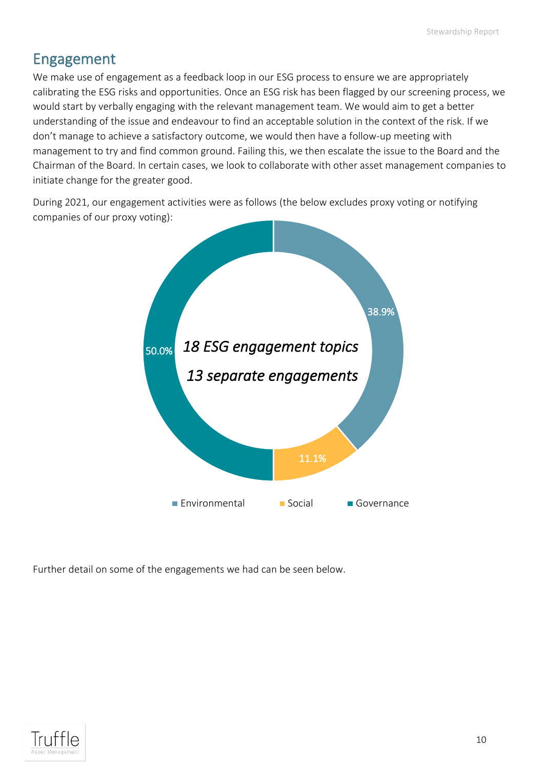## Engagement

We make use of engagement as a feedback loop in our ESG process to ensure we are appropriately calibrating the ESG risks and opportunities. Once an ESG risk has been flagged by our screening process, we would start by verbally engaging with the relevant management team. We would aim to get a better understanding of the issue and endeavour to find an acceptable solution in the context of the risk. If we don't manage to achieve a satisfactory outcome, we would then have a follow-up meeting with management to try and find common ground. Failing this, we then escalate the issue to the Board and the Chairman of the Board. In certain cases, we look to collaborate with other asset management companies to initiate change for the greater good.

During 2021, our engagement activities were as follows (the below excludes proxy voting or notifying companies of our proxy voting):

*18 ESG engagement topics*

*13 separate engagements*

| Category | Share |
|---|---|
| Environmental | 38.9% |
| Social | 11.1% |
| Governance | 50.0% |

Further detail on some of the engagements we had can be seen below.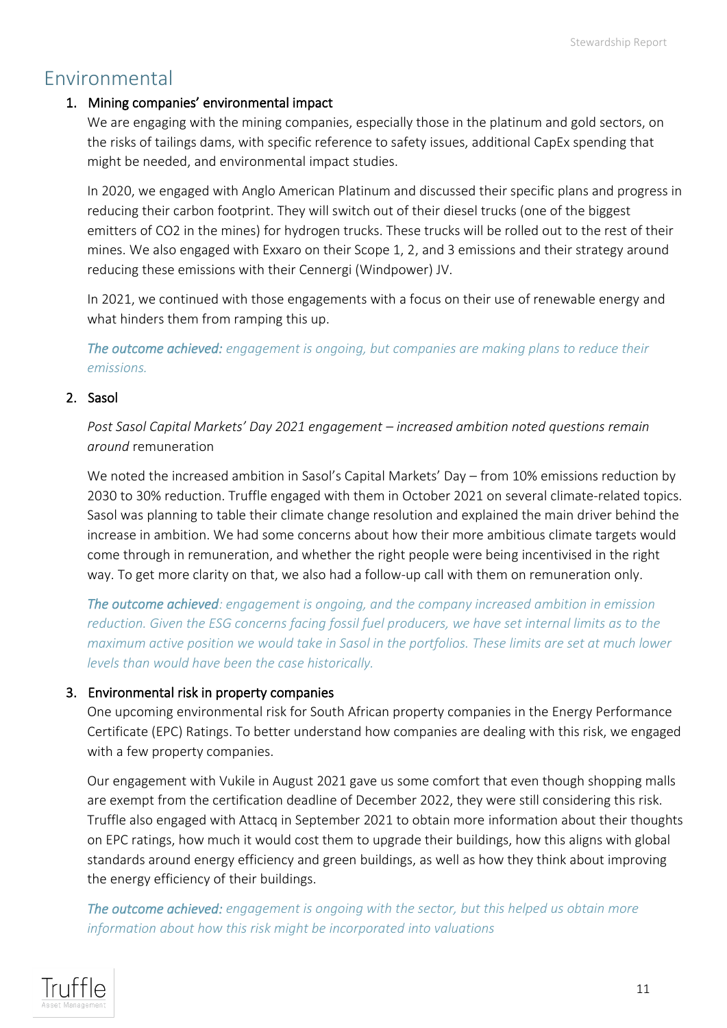# Environmental

1. **Mining companies' environmental impact**

   We are engaging with the mining companies, especially those in the platinum and gold sectors, on the risks of tailings dams, with specific reference to safety issues, additional CapEx spending that might be needed, and environmental impact studies.

   In 2020, we engaged with Anglo American Platinum and discussed their specific plans and progress in reducing their carbon footprint. They will switch out of their diesel trucks (one of the biggest emitters of $CO_2$ in the mines) for hydrogen trucks. These trucks will be rolled out to the rest of their mines. We also engaged with Exxaro on their Scope 1, 2, and 3 emissions and their strategy around reducing these emissions with their Cennergi (Windpower) JV.

   In 2021, we continued with those engagements with a focus on their use of renewable energy and what hinders them from ramping this up.

   ***The outcome achieved:*** *engagement is ongoing, but companies are making plans to reduce their emissions.*

2. **Sasol**

   *Post Sasol Capital Markets' Day 2021 engagement – increased ambition noted questions remain around* remuneration

   We noted the increased ambition in Sasol's Capital Markets' Day – from 10% emissions reduction by 2030 to 30% reduction. Truffle engaged with them in October 2021 on several climate-related topics. Sasol was planning to table their climate change resolution and explained the main driver behind the increase in ambition. We had some concerns about how their more ambitious climate targets would come through in remuneration, and whether the right people were being incentivised in the right way. To get more clarity on that, we also had a follow-up call with them on remuneration only.

   ***The outcome achieved****: engagement is ongoing, and the company increased ambition in emission reduction. Given the ESG concerns facing fossil fuel producers, we have set internal limits as to the maximum active position we would take in Sasol in the portfolios. These limits are set at much lower levels than would have been the case historically.*

3. **Environmental risk in property companies**

   One upcoming environmental risk for South African property companies in the Energy Performance Certificate (EPC) Ratings. To better understand how companies are dealing with this risk, we engaged with a few property companies.

   Our engagement with Vukile in August 2021 gave us some comfort that even though shopping malls are exempt from the certification deadline of December 2022, they were still considering this risk. Truffle also engaged with Attacq in September 2021 to obtain more information about their thoughts on EPC ratings, how much it would cost them to upgrade their buildings, how this aligns with global standards around energy efficiency and green buildings, as well as how they think about improving the energy efficiency of their buildings.

   ***The outcome achieved:*** *engagement is ongoing with the sector, but this helped us obtain more information about how this risk might be incorporated into valuations*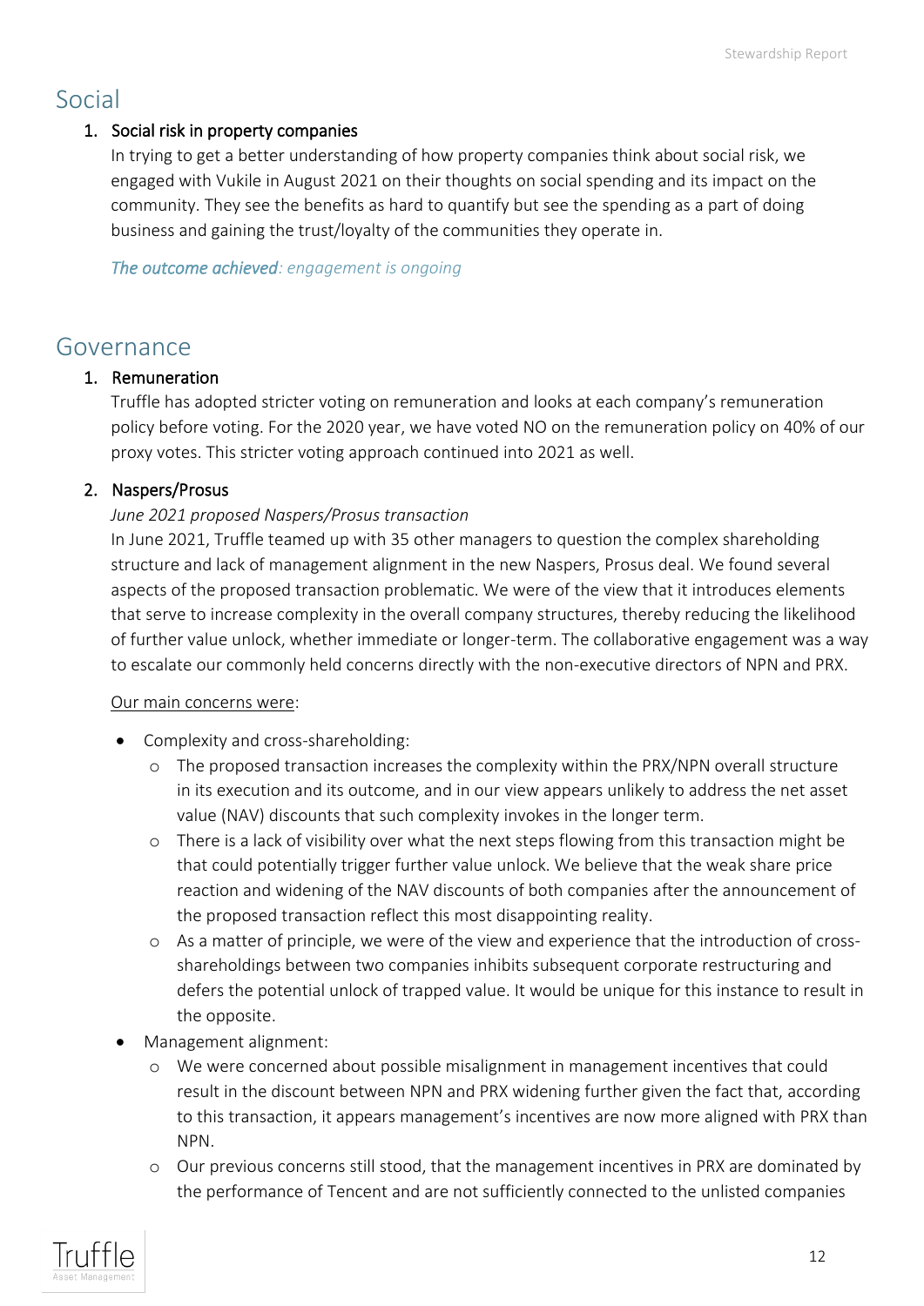# Social

1. Social risk in property companies

In trying to get a better understanding of how property companies think about social risk, we engaged with Vukile in August 2021 on their thoughts on social spending and its impact on the community. They see the benefits as hard to quantify but see the spending as a part of doing business and gaining the trust/loyalty of the communities they operate in.

*The outcome achieved: engagement is ongoing*

# Governance

1. Remuneration

Truffle has adopted stricter voting on remuneration and looks at each company's remuneration policy before voting. For the 2020 year, we have voted NO on the remuneration policy on 40% of our proxy votes. This stricter voting approach continued into 2021 as well.

2. Naspers/Prosus

*June 2021 proposed Naspers/Prosus transaction*

In June 2021, Truffle teamed up with 35 other managers to question the complex shareholding structure and lack of management alignment in the new Naspers, Prosus deal. We found several aspects of the proposed transaction problematic. We were of the view that it introduces elements that serve to increase complexity in the overall company structures, thereby reducing the likelihood of further value unlock, whether immediate or longer-term. The collaborative engagement was a way to escalate our commonly held concerns directly with the non-executive directors of NPN and PRX.

Our main concerns were:

- Complexity and cross-shareholding:
  - The proposed transaction increases the complexity within the PRX/NPN overall structure in its execution and its outcome, and in our view appears unlikely to address the net asset value (NAV) discounts that such complexity invokes in the longer term.
  - There is a lack of visibility over what the next steps flowing from this transaction might be that could potentially trigger further value unlock. We believe that the weak share price reaction and widening of the NAV discounts of both companies after the announcement of the proposed transaction reflect this most disappointing reality.
  - As a matter of principle, we were of the view and experience that the introduction of cross-shareholdings between two companies inhibits subsequent corporate restructuring and defers the potential unlock of trapped value. It would be unique for this instance to result in the opposite.
- Management alignment:
  - We were concerned about possible misalignment in management incentives that could result in the discount between NPN and PRX widening further given the fact that, according to this transaction, it appears management's incentives are now more aligned with PRX than NPN.
  - Our previous concerns still stood, that the management incentives in PRX are dominated by the performance of Tencent and are not sufficiently connected to the unlisted companies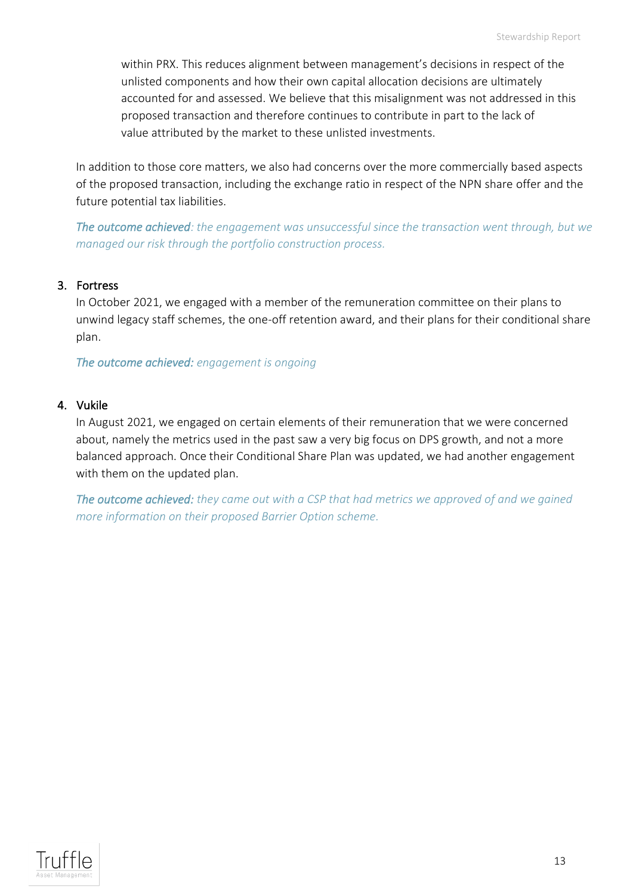within PRX. This reduces alignment between management's decisions in respect of the unlisted components and how their own capital allocation decisions are ultimately accounted for and assessed. We believe that this misalignment was not addressed in this proposed transaction and therefore continues to contribute in part to the lack of value attributed by the market to these unlisted investments.

In addition to those core matters, we also had concerns over the more commercially based aspects of the proposed transaction, including the exchange ratio in respect of the NPN share offer and the future potential tax liabilities.

***The outcome achieved**: the engagement was unsuccessful since the transaction went through, but we managed our risk through the portfolio construction process.*

3. Fortress

   In October 2021, we engaged with a member of the remuneration committee on their plans to unwind legacy staff schemes, the one-off retention award, and their plans for their conditional share plan.

   ***The outcome achieved:** engagement is ongoing*

4. Vukile

   In August 2021, we engaged on certain elements of their remuneration that we were concerned about, namely the metrics used in the past saw a very big focus on DPS growth, and not a more balanced approach. Once their Conditional Share Plan was updated, we had another engagement with them on the updated plan.

   ***The outcome achieved:** they came out with a CSP that had metrics we approved of and we gained more information on their proposed Barrier Option scheme.*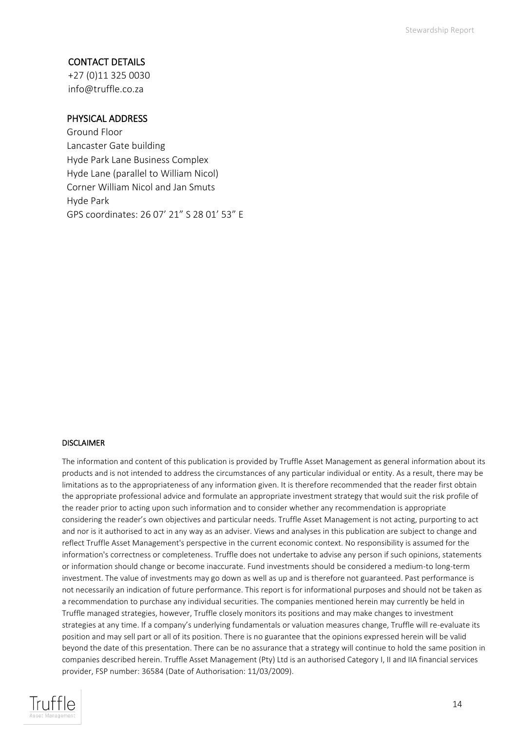## CONTACT DETAILS

+27 (0)11 325 0030
info@truffle.co.za

## PHYSICAL ADDRESS

Ground Floor
Lancaster Gate building
Hyde Park Lane Business Complex
Hyde Lane (parallel to William Nicol)
Corner William Nicol and Jan Smuts
Hyde Park
GPS coordinates: 26 07' 21" S 28 01' 53" E

### DISCLAIMER

The information and content of this publication is provided by Truffle Asset Management as general information about its products and is not intended to address the circumstances of any particular individual or entity. As a result, there may be limitations as to the appropriateness of any information given. It is therefore recommended that the reader first obtain the appropriate professional advice and formulate an appropriate investment strategy that would suit the risk profile of the reader prior to acting upon such information and to consider whether any recommendation is appropriate considering the reader's own objectives and particular needs. Truffle Asset Management is not acting, purporting to act and nor is it authorised to act in any way as an adviser. Views and analyses in this publication are subject to change and reflect Truffle Asset Management's perspective in the current economic context. No responsibility is assumed for the information's correctness or completeness. Truffle does not undertake to advise any person if such opinions, statements or information should change or become inaccurate. Fund investments should be considered a medium-to long-term investment. The value of investments may go down as well as up and is therefore not guaranteed. Past performance is not necessarily an indication of future performance. This report is for informational purposes and should not be taken as a recommendation to purchase any individual securities. The companies mentioned herein may currently be held in Truffle managed strategies, however, Truffle closely monitors its positions and may make changes to investment strategies at any time. If a company's underlying fundamentals or valuation measures change, Truffle will re-evaluate its position and may sell part or all of its position. There is no guarantee that the opinions expressed herein will be valid beyond the date of this presentation. There can be no assurance that a strategy will continue to hold the same position in companies described herein. Truffle Asset Management (Pty) Ltd is an authorised Category I, II and IIA financial services provider, FSP number: 36584 (Date of Authorisation: 11/03/2009).